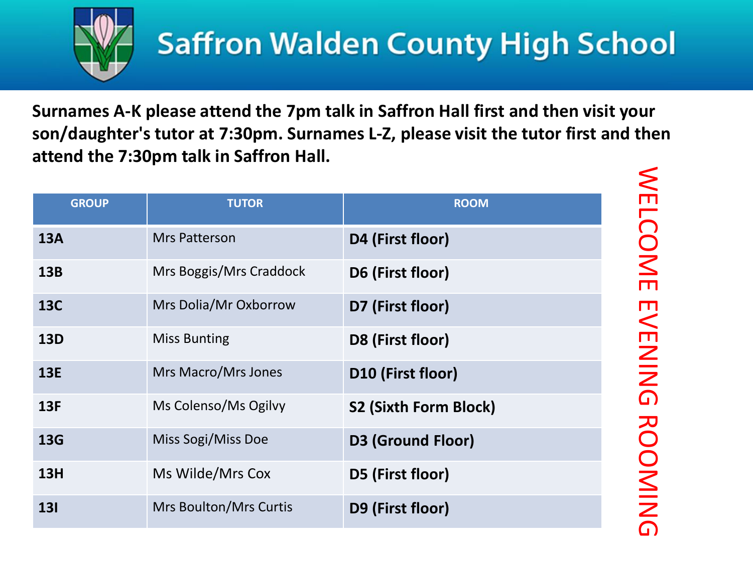# Saffron Walden County High School

**Surnames A-K please attend the 7pm talk in Saffron Hall first and then visit your son/daughter's tutor at 7:30pm. Surnames L-Z, please visit the tutor first and then attend the 7:30pm talk in Saffron Hall.**

WELCOME EVENING ROOMING

| GROUP | TUTOR | ROOM |
|---|---|---|
| **13A** | Mrs Patterson | **D4 (First floor)** |
| **13B** | Mrs Boggis/Mrs Craddock | **D6 (First floor)** |
| **13C** | Mrs Dolia/Mr Oxborrow | **D7 (First floor)** |
| **13D** | Miss Bunting | **D8 (First floor)** |
| **13E** | Mrs Macro/Mrs Jones | **D10 (First floor)** |
| **13F** | Ms Colenso/Ms Ogilvy | **S2 (Sixth Form Block)** |
| **13G** | Miss Sogi/Miss Doe | **D3 (Ground Floor)** |
| **13H** | Ms Wilde/Mrs Cox | **D5 (First floor)** |
| **13I** | Mrs Boulton/Mrs Curtis | **D9 (First floor)** |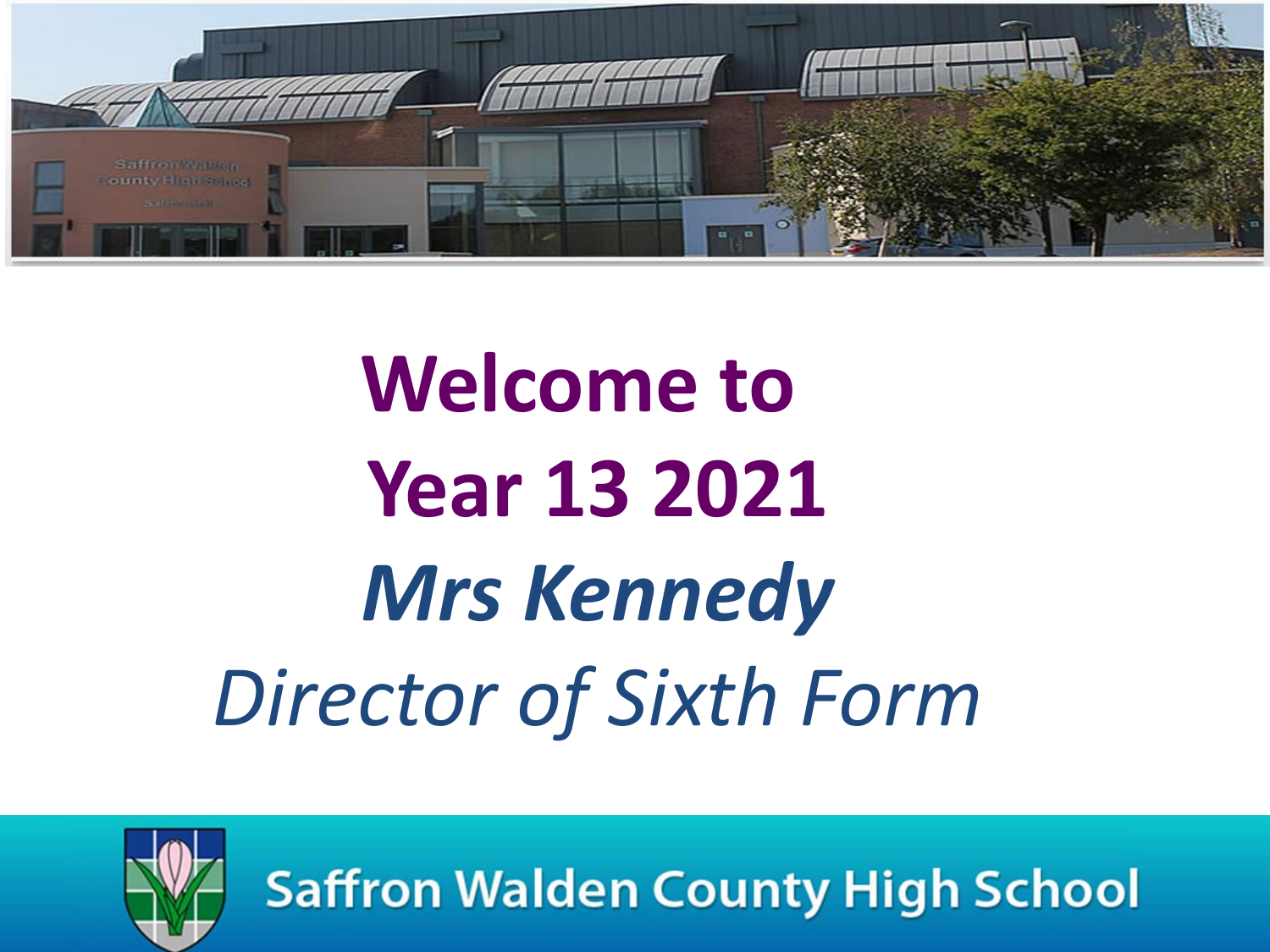# Welcome to Year 13 2021

***Mrs Kennedy***

*Director of Sixth Form*

Saffron Walden County High School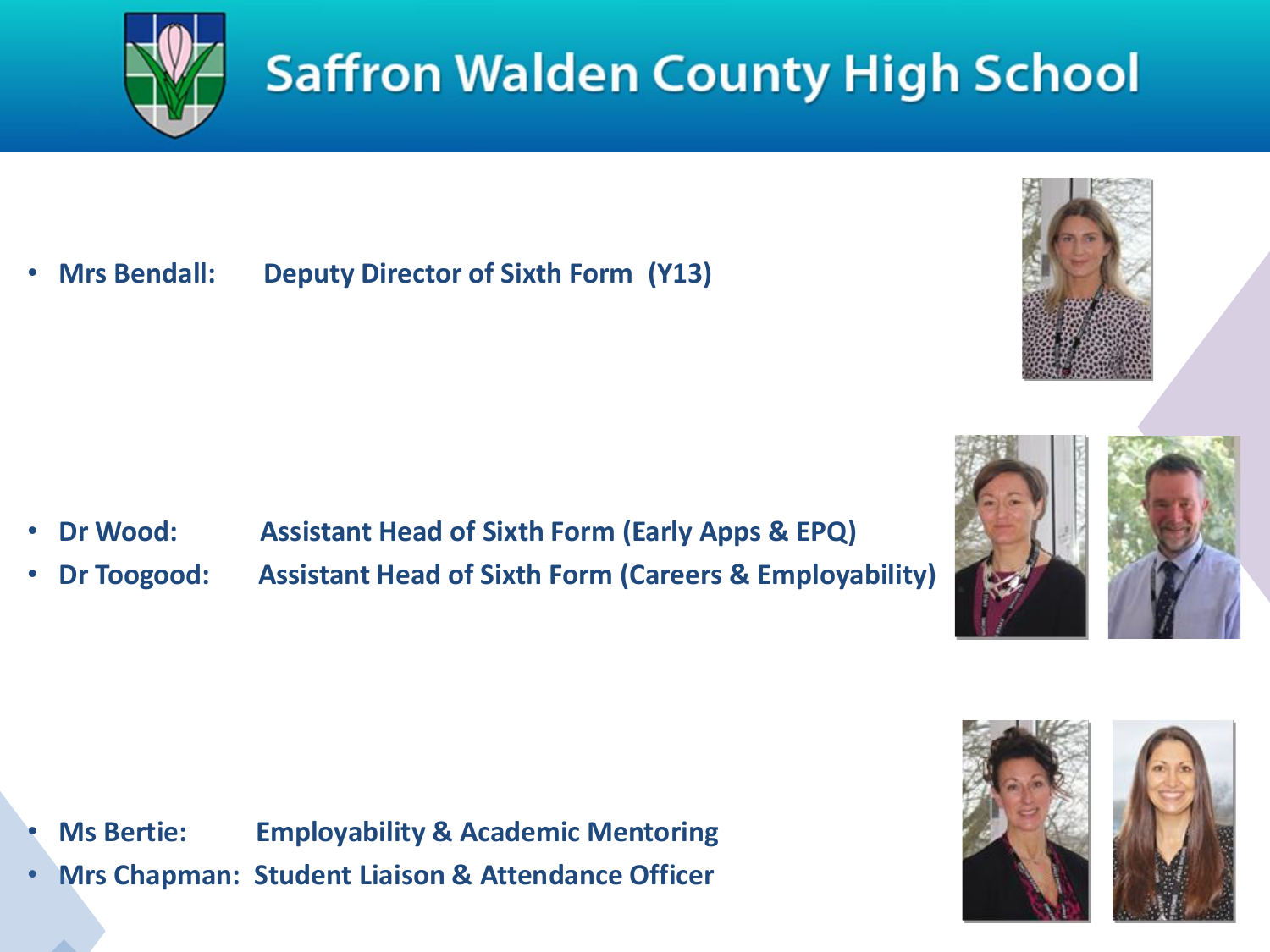# Saffron Walden County High School

- **Mrs Bendall: Deputy Director of Sixth Form (Y13)**

- **Dr Wood: Assistant Head of Sixth Form (Early Apps & EPQ)**
- **Dr Toogood: Assistant Head of Sixth Form (Careers & Employability)**

- **Ms Bertie: Employability & Academic Mentoring**
- **Mrs Chapman: Student Liaison & Attendance Officer**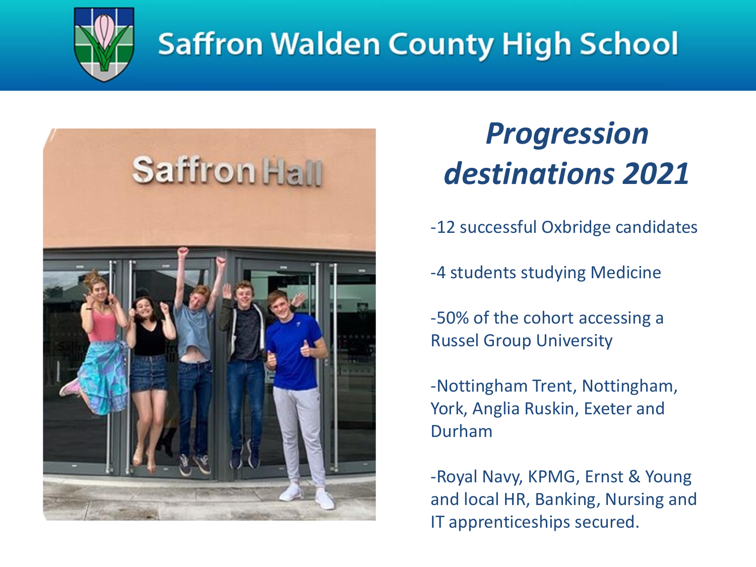# Saffron Walden County High School

## *Progression destinations 2021*

-12 successful Oxbridge candidates

-4 students studying Medicine

-50% of the cohort accessing a Russel Group University

-Nottingham Trent, Nottingham, York, Anglia Ruskin, Exeter and Durham

-Royal Navy, KPMG, Ernst & Young and local HR, Banking, Nursing and IT apprenticeships secured.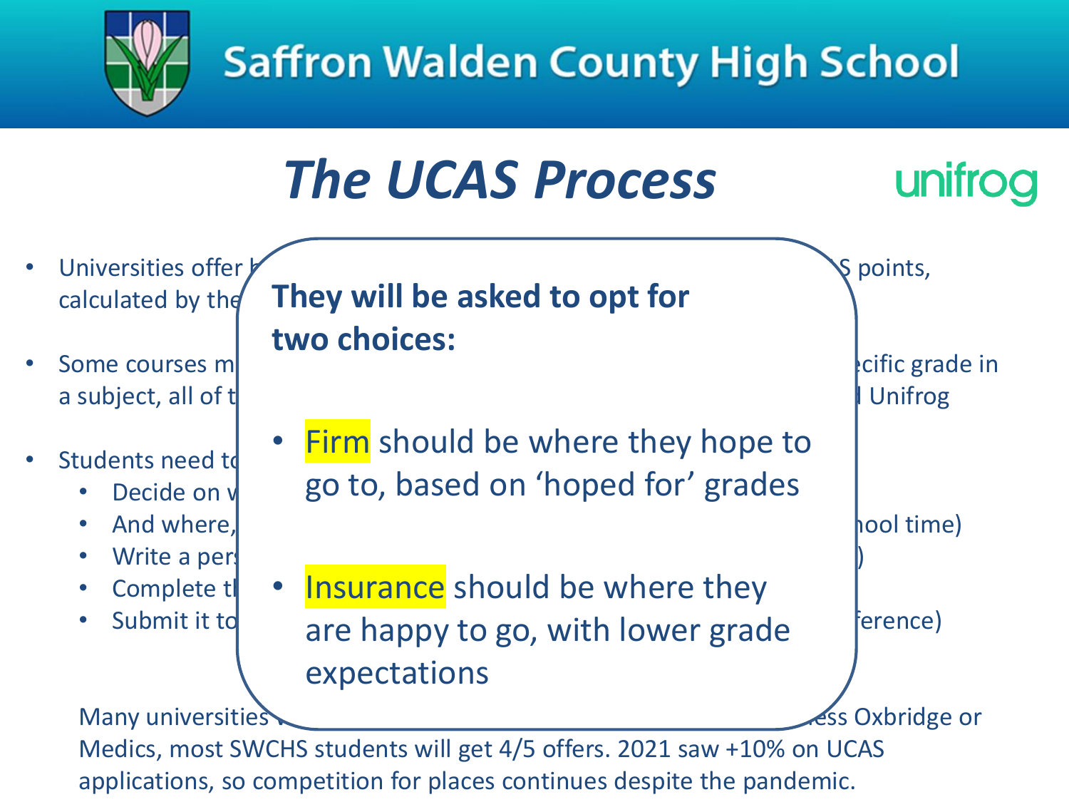# Saffron Walden County High School

## *The UCAS Process*

unifrog

- Universities offer [...] S points, calculated by the [...]
- Some courses m[...] [...]cific grade in a subject, all of t[...] [...] Unifrog
- Students need t[...]
  - Decide on [...]
  - And where, [...] [...]ool time)
  - Write a per[...] [...])
  - Complete t[...]
  - Submit it to [...] [...]ference)

**They will be asked to opt for two choices:**

- Firm should be where they hope to go to, based on 'hoped for' grades
- Insurance should be where they are happy to go, with lower grade expectations

Many universities [...] [...]ss Oxbridge or Medics, most SWCHS students will get 4/5 offers. 2021 saw +10% on UCAS applications, so competition for places continues despite the pandemic.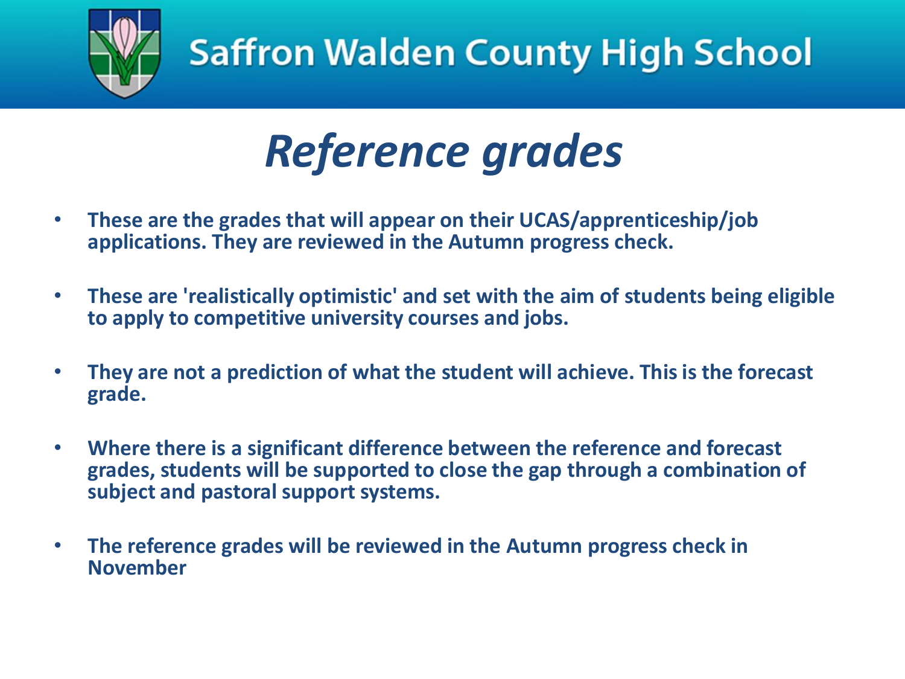Saffron Walden County High School

# *Reference grades*

- **These are the grades that will appear on their UCAS/apprenticeship/job applications. They are reviewed in the Autumn progress check.**
- **These are 'realistically optimistic' and set with the aim of students being eligible to apply to competitive university courses and jobs.**
- **They are not a prediction of what the student will achieve. This is the forecast grade.**
- **Where there is a significant difference between the reference and forecast grades, students will be supported to close the gap through a combination of subject and pastoral support systems.**
- **The reference grades will be reviewed in the Autumn progress check in November**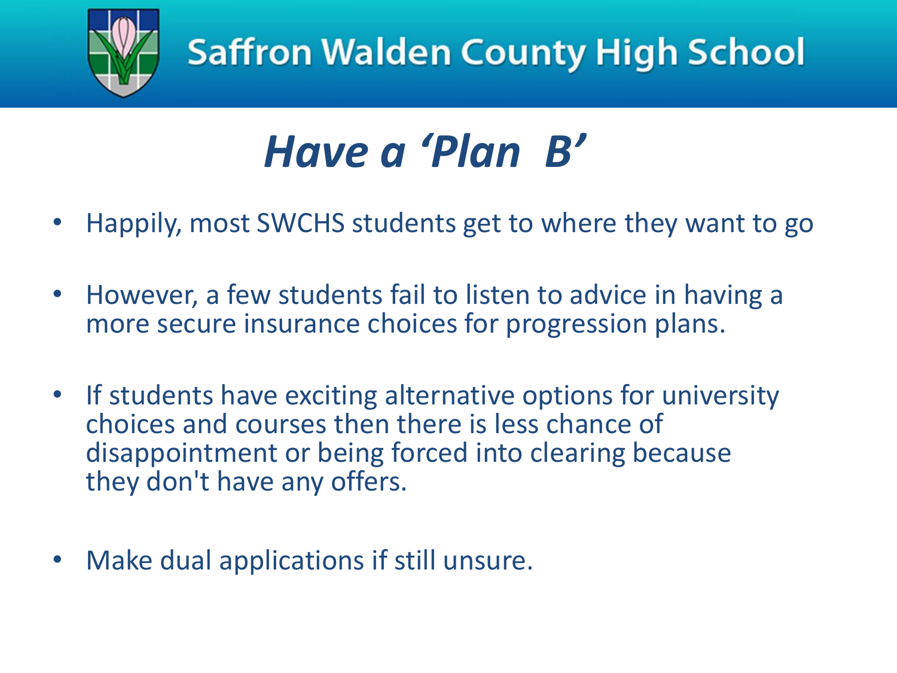# *Have a 'Plan B'*

- Happily, most SWCHS students get to where they want to go
- However, a few students fail to listen to advice in having a more secure insurance choices for progression plans.
- If students have exciting alternative options for university choices and courses then there is less chance of disappointment or being forced into clearing because they don't have any offers.
- Make dual applications if still unsure.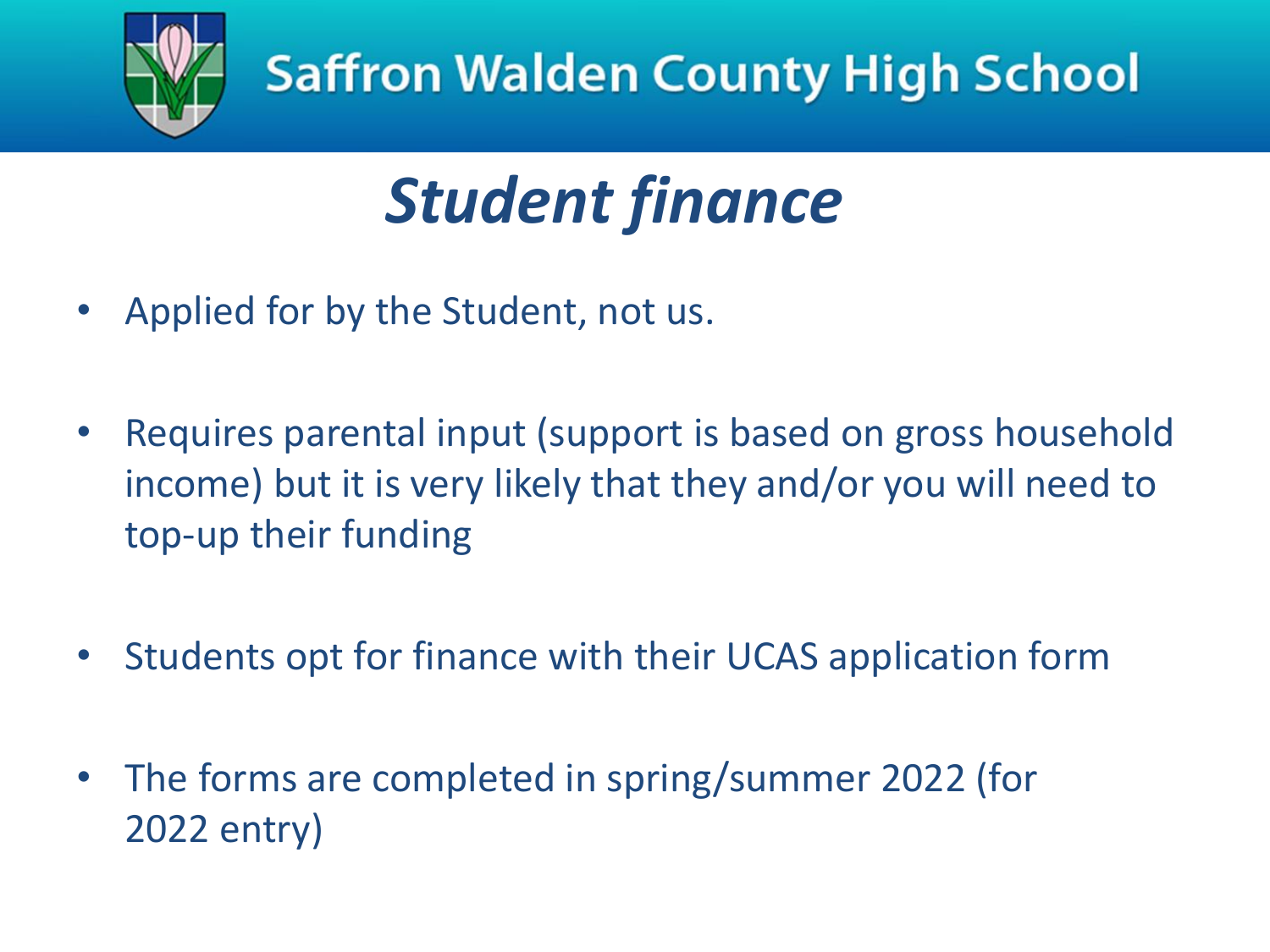# *Student finance*

- Applied for by the Student, not us.
- Requires parental input (support is based on gross household income) but it is very likely that they and/or you will need to top-up their funding
- Students opt for finance with their UCAS application form
- The forms are completed in spring/summer 2022 (for 2022 entry)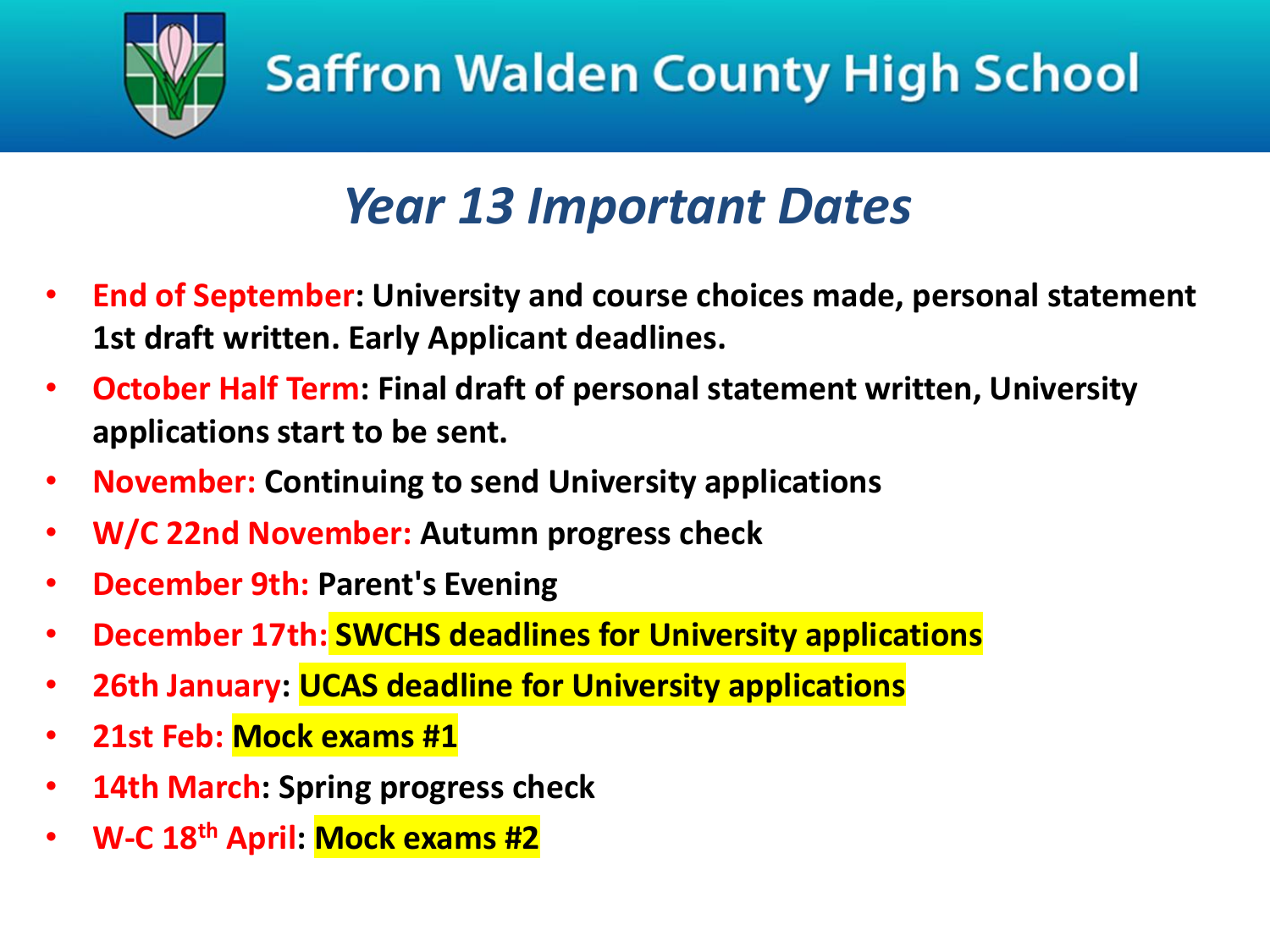# Saffron Walden County High School

## *Year 13 Important Dates*

- **End of September: University and course choices made, personal statement 1st draft written. Early Applicant deadlines.**
- **October Half Term: Final draft of personal statement written, University applications start to be sent.**
- **November: Continuing to send University applications**
- **W/C 22nd November: Autumn progress check**
- **December 9th: Parent's Evening**
- **December 17th: SWCHS deadlines for University applications**
- **26th January: UCAS deadline for University applications**
- **21st Feb: Mock exams #1**
- **14th March: Spring progress check**
- **W-C 18th April: Mock exams #2**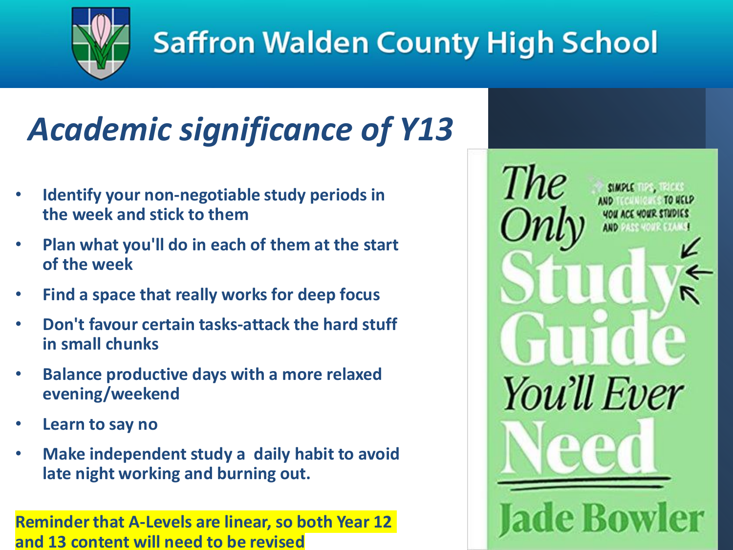# Saffron Walden County High School

## *Academic significance of Y13*

- **Identify your non-negotiable study periods in the week and stick to them**
- **Plan what you'll do in each of them at the start of the week**
- **Find a space that really works for deep focus**
- **Don't favour certain tasks-attack the hard stuff in small chunks**
- **Balance productive days with a more relaxed evening/weekend**
- **Learn to say no**
- **Make independent study a daily habit to avoid late night working and burning out.**

**Reminder that A-Levels are linear, so both Year 12 and 13 content will need to be revised**

The Only Study Guide You'll Ever Need

Simple tips, tricks and techniques to help you ace your studies and pass your exams!

Jade Bowler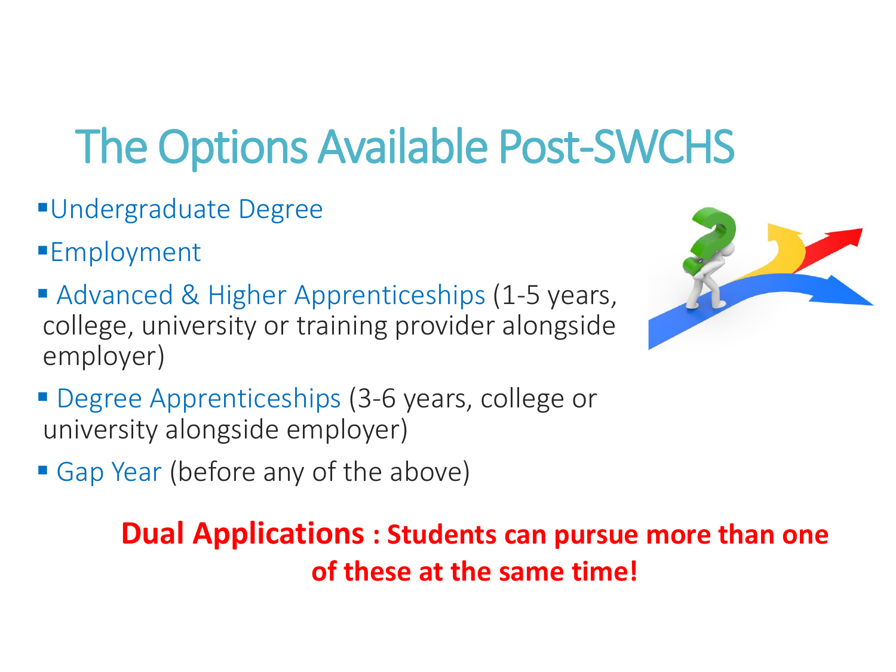# The Options Available Post-SWCHS

- Undergraduate Degree
- Employment
- Advanced & Higher Apprenticeships (1-5 years, college, university or training provider alongside employer)
- Degree Apprenticeships (3-6 years, college or university alongside employer)
- Gap Year (before any of the above)

**Dual Applications : Students can pursue more than one of these at the same time!**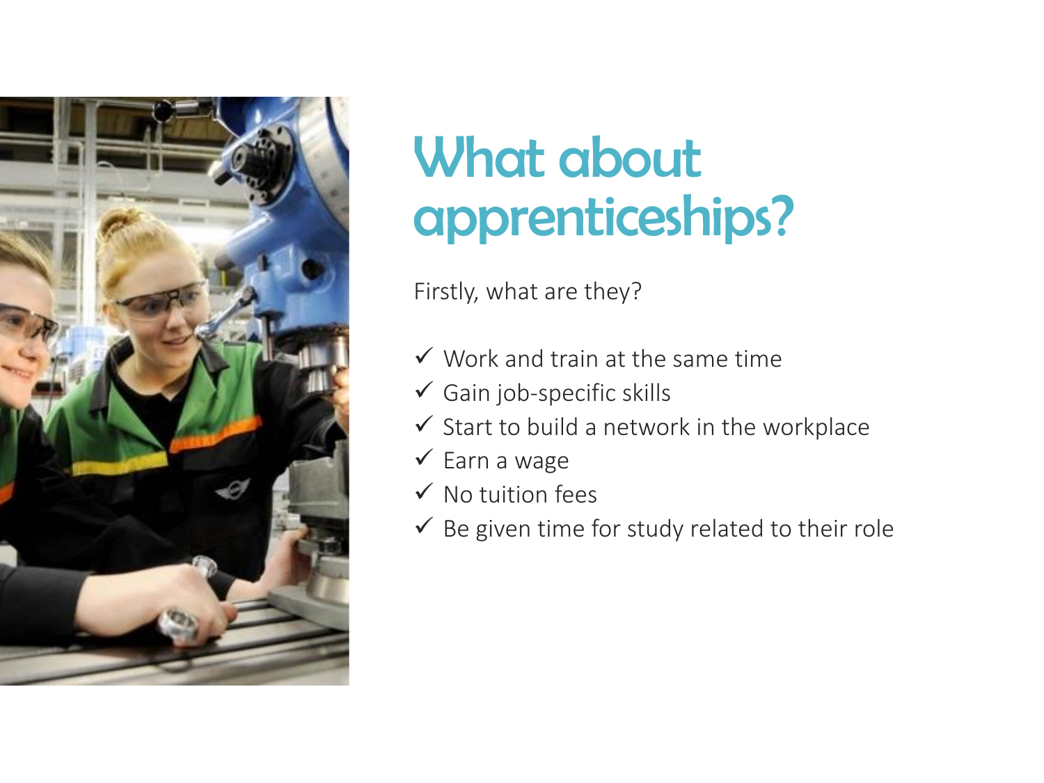# What about apprenticeships?

Firstly, what are they?

- ✓ Work and train at the same time
- ✓ Gain job-specific skills
- ✓ Start to build a network in the workplace
- ✓ Earn a wage
- ✓ No tuition fees
- ✓ Be given time for study related to their role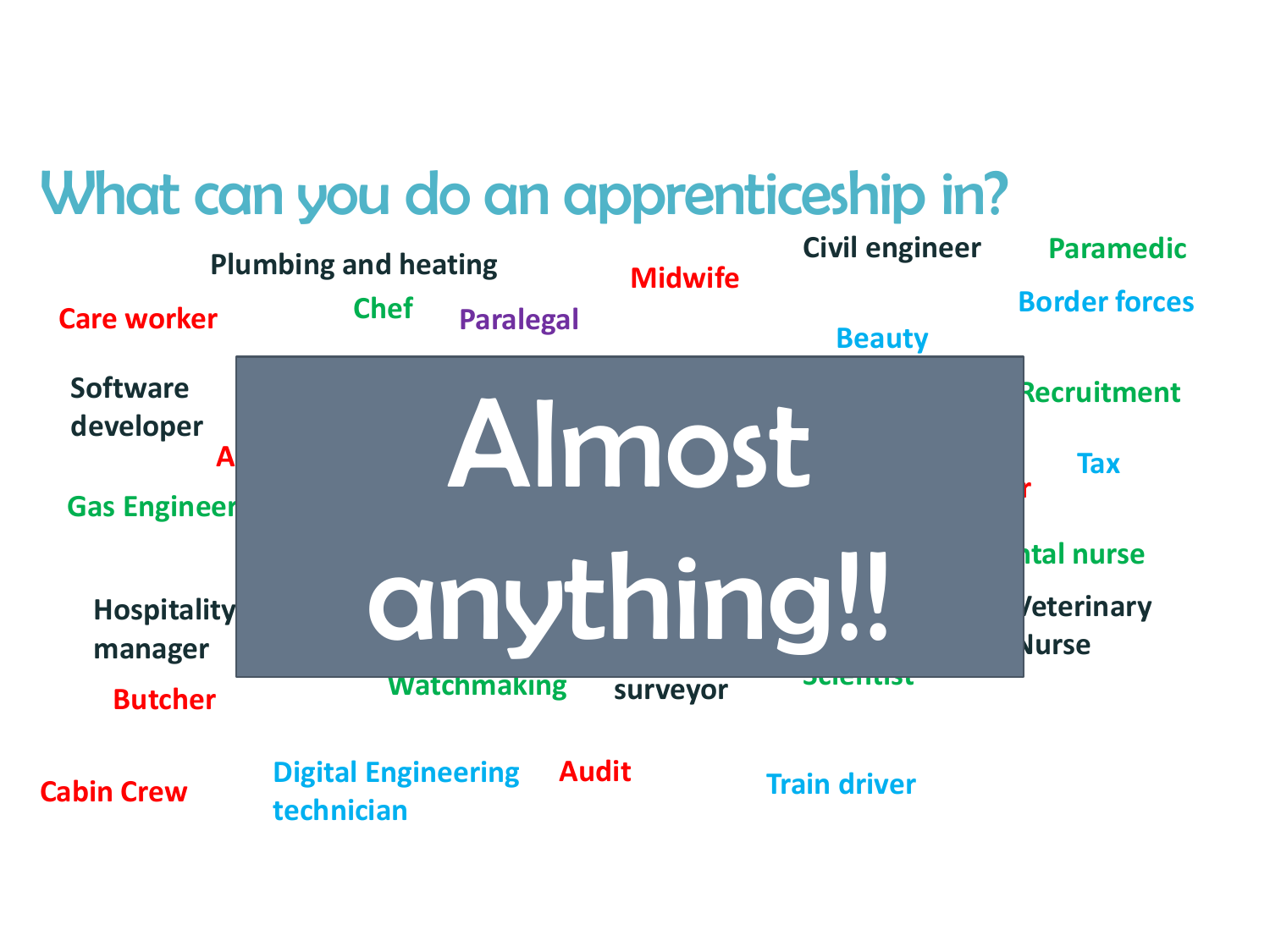# What can you do an apprenticeship in?

Plumbing and heating

Civil engineer

Paramedic

Midwife

Care worker

Chef

Paralegal

Border forces

Beauty

Software developer

Recruitment

A

Tax

Gas Engineer

r

ntal nurse

Hospitality manager

Veterinary Nurse

**Almost anything!!**

Watchmaking

surveyor

Scientist

Butcher

Cabin Crew

Digital Engineering technician

Audit

Train driver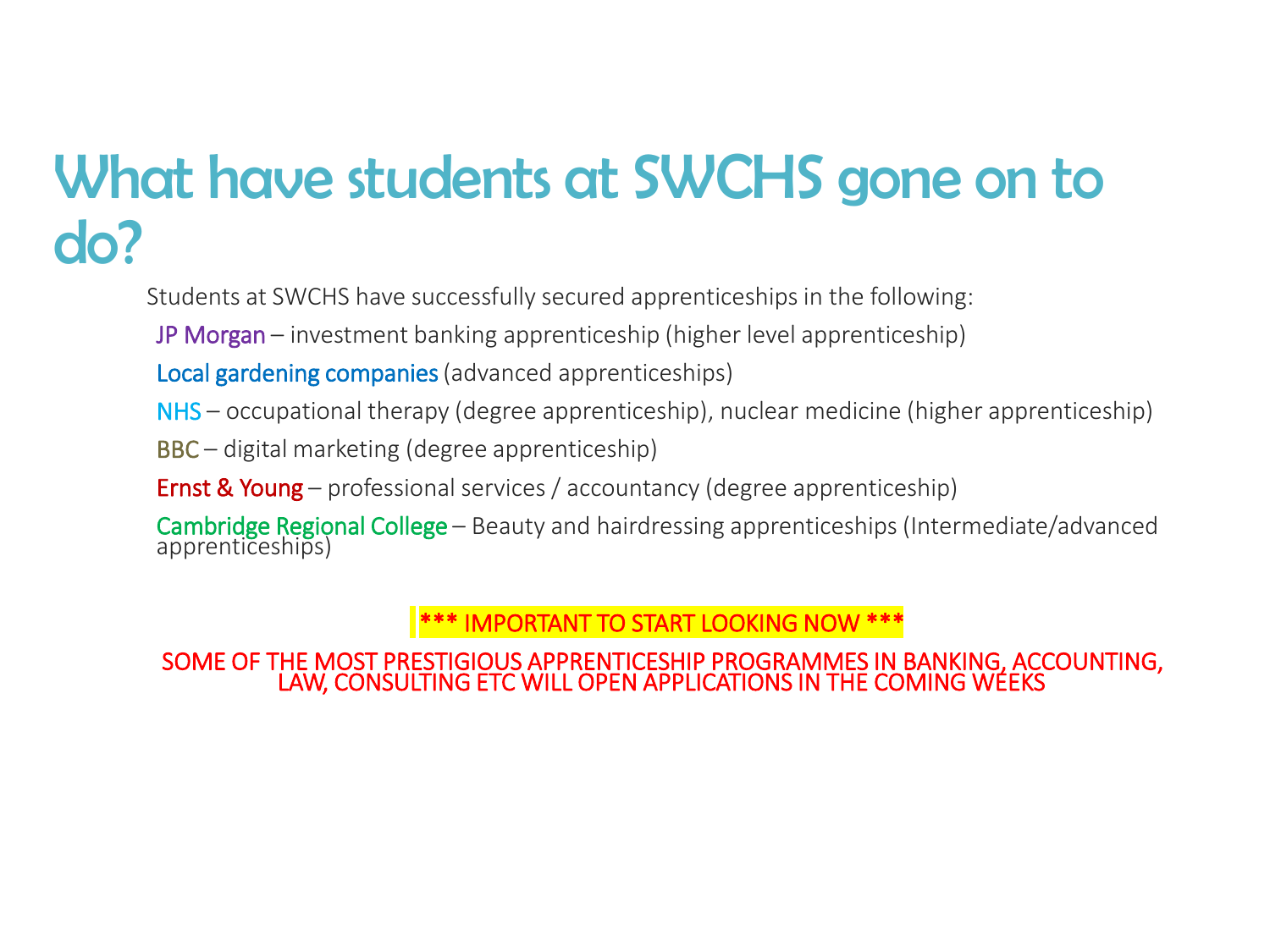# What have students at SWCHS gone on to do?

Students at SWCHS have successfully secured apprenticeships in the following:

- JP Morgan – investment banking apprenticeship (higher level apprenticeship)
- Local gardening companies (advanced apprenticeships)
- NHS – occupational therapy (degree apprenticeship), nuclear medicine (higher apprenticeship)
- BBC – digital marketing (degree apprenticeship)
- Ernst & Young – professional services / accountancy (degree apprenticeship)
- Cambridge Regional College – Beauty and hairdressing apprenticeships (Intermediate/advanced apprenticeships)

**\*\*\* IMPORTANT TO START LOOKING NOW \*\*\***

SOME OF THE MOST PRESTIGIOUS APPRENTICESHIP PROGRAMMES IN BANKING, ACCOUNTING, LAW, CONSULTING ETC WILL OPEN APPLICATIONS IN THE COMING WEEKS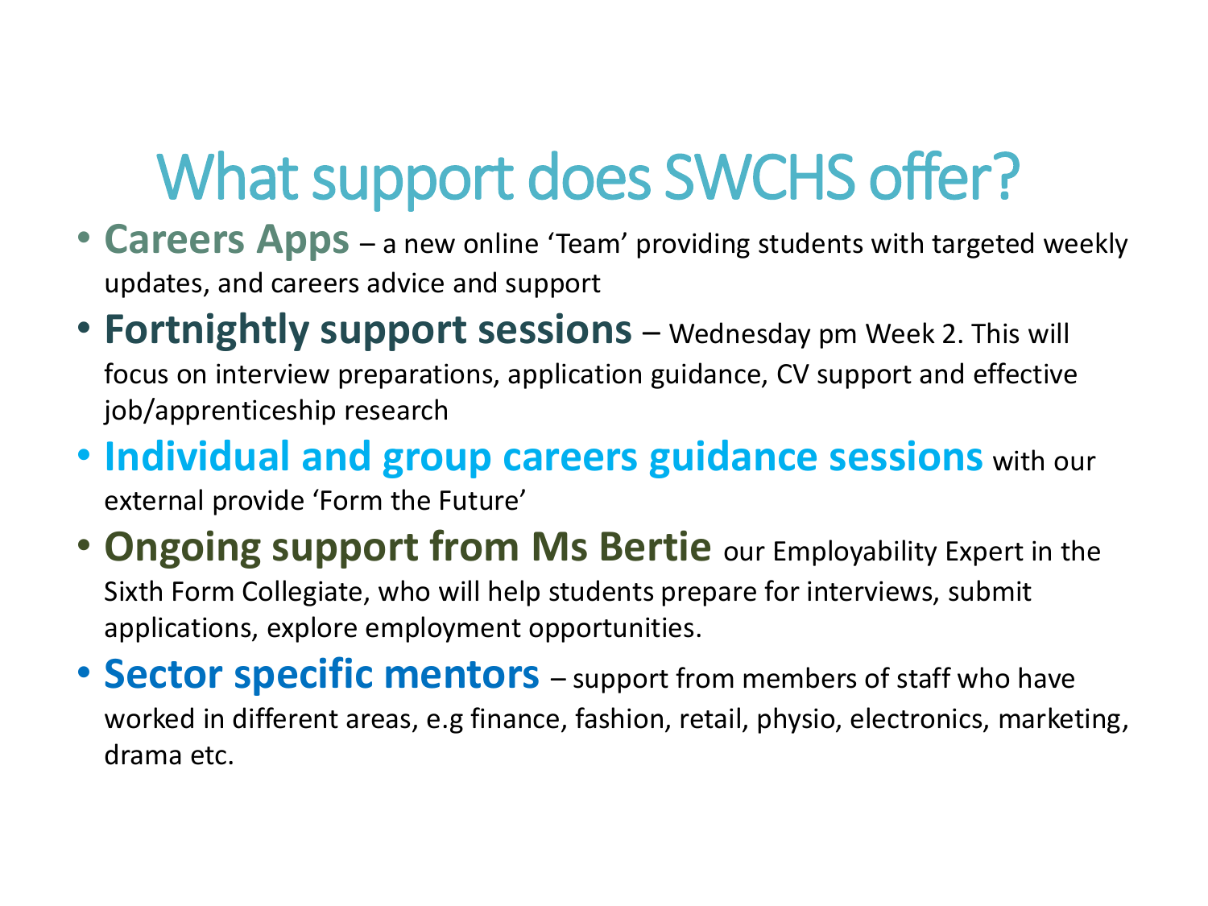# What support does SWCHS offer?

- **Careers Apps** – a new online 'Team' providing students with targeted weekly updates, and careers advice and support
- **Fortnightly support sessions** – Wednesday pm Week 2. This will focus on interview preparations, application guidance, CV support and effective job/apprenticeship research
- **Individual and group careers guidance sessions** with our external provide 'Form the Future'
- **Ongoing support from Ms Bertie** our Employability Expert in the Sixth Form Collegiate, who will help students prepare for interviews, submit applications, explore employment opportunities.
- **Sector specific mentors** – support from members of staff who have worked in different areas, e.g finance, fashion, retail, physio, electronics, marketing, drama etc.